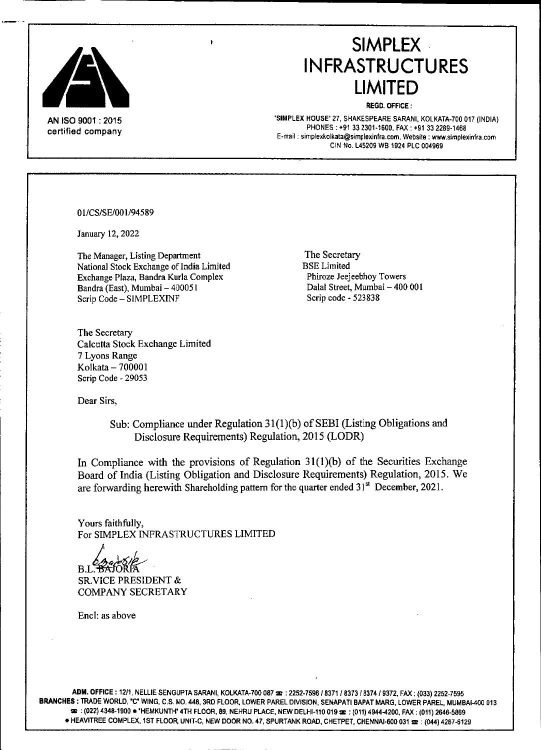AN ISO 9001 : 2015 certified company

# SIMPLEX INFRASTRUCTURES LIMITED

**REGD. OFFICE :**

'SIMPLEX HOUSE' 27, SHAKESPEARE SARANI, KOLKATA-700 017 (INDIA)
PHONES : +91 33 2301-1600, FAX : +91 33 2289-1468
E-mail : simplexkolkata@simplexinfra.com, Website : www.simplexinfra.com
CIN No. L45209 WB 1924 PLC 004969

01/CS/SE/001/94589

January 12, 2022

The Manager, Listing Department
National Stock Exchange of India Limited
Exchange Plaza, Bandra Kurla Complex
Bandra (East), Mumbai – 400051
Scrip Code – SIMPLEXINF

The Secretary
BSE Limited
Phiroze Jeejeebhoy Towers
Dalal Street, Mumbai – 400 001
Scrip code - 523838

The Secretary
Calcutta Stock Exchange Limited
7 Lyons Range
Kolkata – 700001
Scrip Code - 29053

Dear Sirs,

Sub: Compliance under Regulation 31(1)(b) of SEBI (Listing Obligations and Disclosure Requirements) Regulation, 2015 (LODR)

In Compliance with the provisions of Regulation 31(1)(b) of the Securities Exchange Board of India (Listing Obligation and Disclosure Requirements) Regulation, 2015. We are forwarding herewith Shareholding pattern for the quarter ended 31st December, 2021.

Yours faithfully,
For SIMPLEX INFRASTRUCTURES LIMITED

B.L. BAJORIA
SR.VICE PRESIDENT &
COMPANY SECRETARY

Encl: as above

**ADM. OFFICE :** 12/1, NELLIE SENGUPTA SARANI, KOLKATA-700 087 ☎ : 2252-7596 / 8371 / 8373 / 8374 / 9372, FAX : (033) 2252-7595
**BRANCHES :** TRADE WORLD, "C" WING, C.S. NO. 448, 3RD FLOOR, LOWER PAREL DIVISION, SENAPATI BAPAT MARG, LOWER PAREL, MUMBAI-400 013 ☎ : (022) 4348-1900 • 'HEMKUNTH' 4TH FLOOR, 89, NEHRU PLACE, NEW DELHI-110 019 ☎ : (011) 4944-4200, FAX : (011) 2646-5869 • HEAVITREE COMPLEX, 1ST FLOOR, UNIT-C, NEW DOOR NO. 47, SPURTANK ROAD, CHETPET, CHENNAI-600 031 ☎ : (044) 4287-6129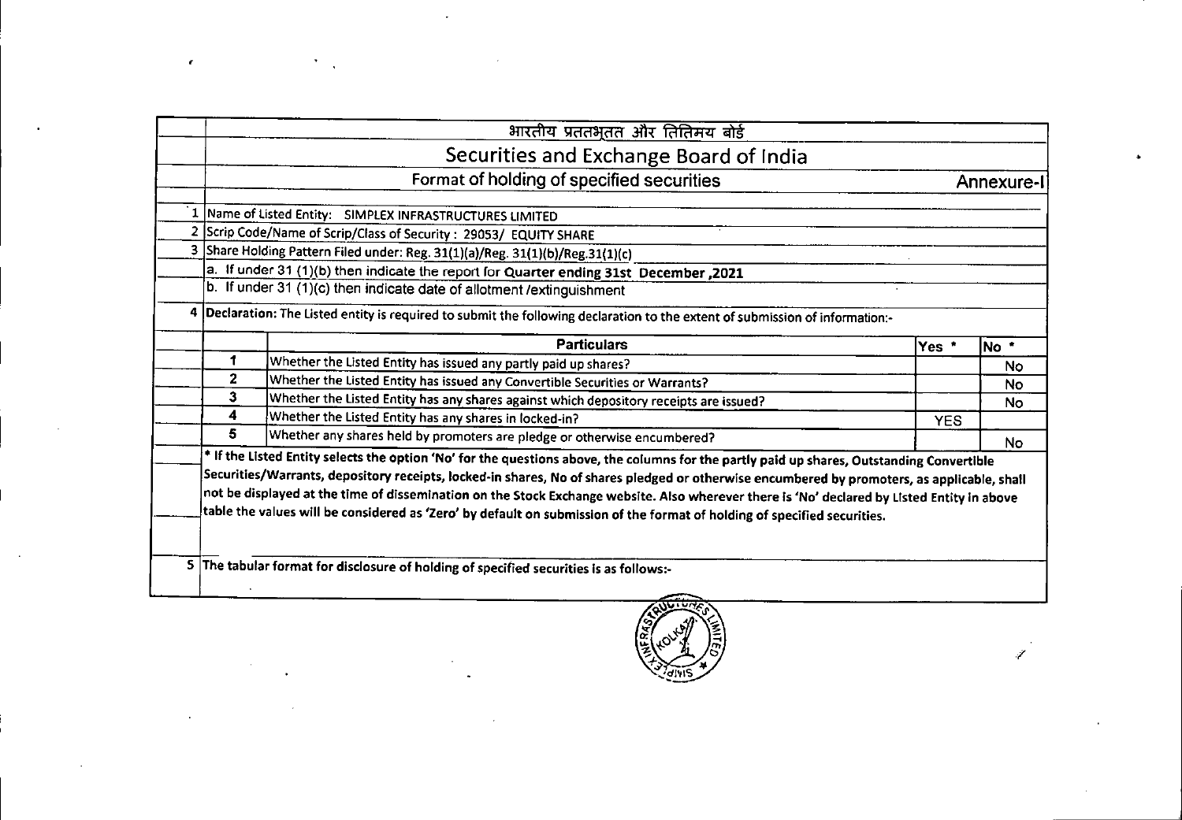# भारतीय प्रततभूतत और तितिमय बोर्ड

## Securities and Exchange Board of India

### Format of holding of specified securities

Annexure-I

1. Name of Listed Entity: SIMPLEX INFRASTRUCTURES LIMITED
2. Scrip Code/Name of Scrip/Class of Security : 29053/ EQUITY SHARE
3. Share Holding Pattern Filed under: Reg. 31(1)(a)/Reg. 31(1)(b)/Reg.31(1)(c)
   a. If under 31 (1)(b) then indicate the report for **Quarter ending 31st December ,2021**
   b. If under 31 (1)(c) then indicate date of allotment /extinguishment
4. **Declaration:** The Listed entity is required to submit the following declaration to the extent of submission of information:-

| | Particulars | Yes * | No * |
|---|---|---|---|
| 1 | Whether the Listed Entity has issued any partly paid up shares? | | No |
| 2 | Whether the Listed Entity has issued any Convertible Securities or Warrants? | | No |
| 3 | Whether the Listed Entity has any shares against which depository receipts are issued? | | No |
| 4 | Whether the Listed Entity has any shares in locked-in? | YES | |
| 5 | Whether any shares held by promoters are pledge or otherwise encumbered? | | No |

**\* If the Listed Entity selects the option 'No' for the questions above, the columns for the partly paid up shares, Outstanding Convertible Securities/Warrants, depository receipts, locked-in shares, No of shares pledged or otherwise encumbered by promoters, as applicable, shall not be displayed at the time of dissemination on the Stock Exchange website. Also wherever there is 'No' declared by Listed Entity in above table the values will be considered as 'Zero' by default on submission of the format of holding of specified securities.**

5. **The tabular format for disclosure of holding of specified securities is as follows:-**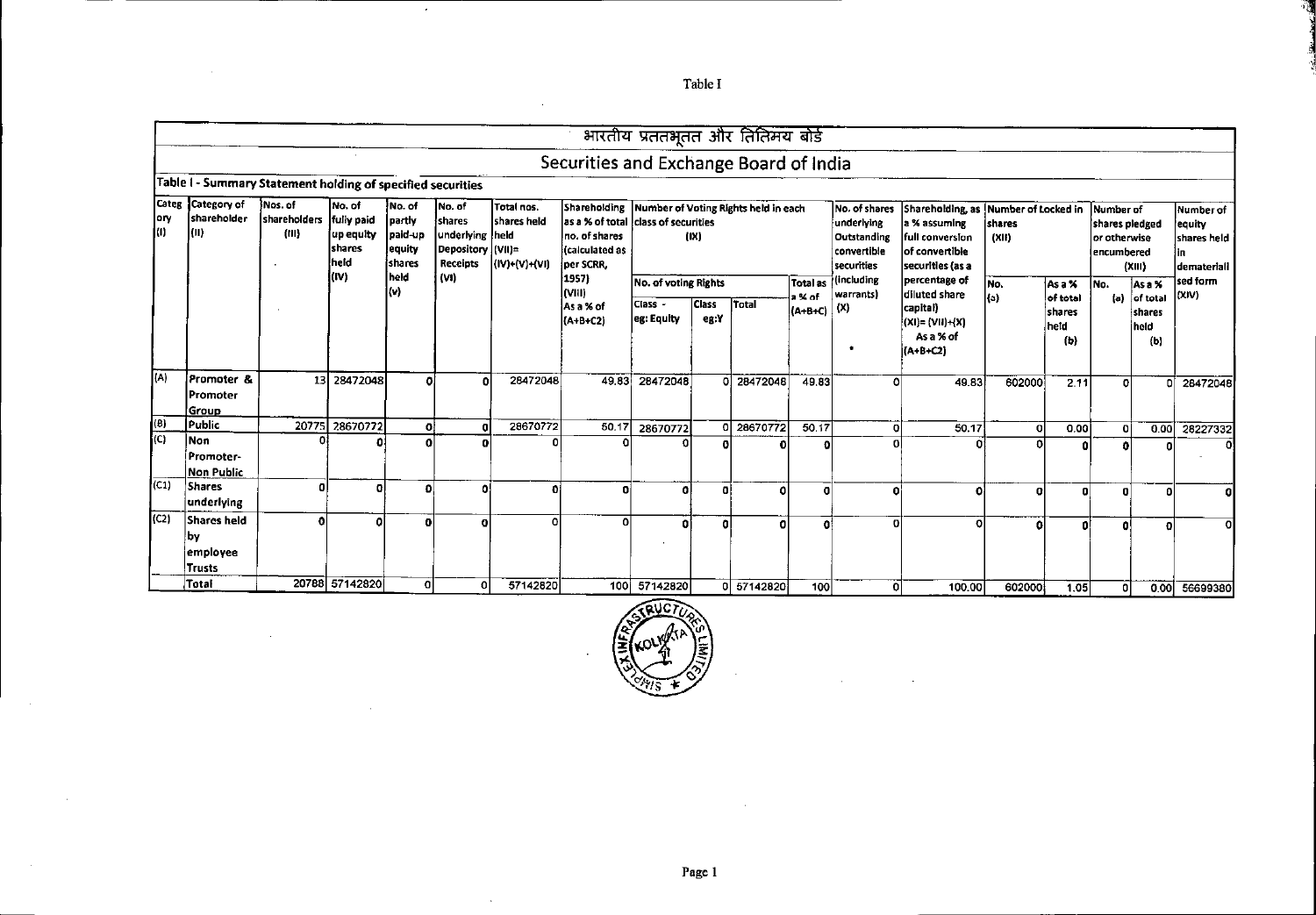Table I

# भारतीय प्रततभूतत और तितिमय बोर्ड

## Securities and Exchange Board of India

### Table I - Summary Statement holding of specified securities

| Category (I) | Category of shareholder (II) | Nos. of shareholders (III) | No. of fully paid up equity shares held (IV) | No. of partly paid-up equity shares held (V) | No. of shares underlying Depository Receipts (VI) | Total nos. shares held (VII)= (IV)+(V)+(VI) | Shareholding as a % of total no. of shares (calculated as per SCRR, 1957) (VIII) As a % of (A+B+C2) | Number of Voting Rights held in each class of securities (IX) | | | | No. of shares underlying Outstanding convertible securities (including warrants) (X) | Shareholding, as a % assuming full conversion of convertible securities (as a percentage of diluted share capital) (XI)= (VII)+(X) As a % of (A+B+C2) | Number of Locked in shares (XII) | | Number of shares pledged or otherwise encumbered (XIII) | | Number of equity shares held in dematerialised form (XIV) |
|---|---|---|---|---|---|---|---|---|---|---|---|---|---|---|---|---|---|---|
| | | | | | | | | No. of voting Rights | | | Total as a % of (A+B+C) | | | No. (a) | As a % of total shares held (b) | No. (a) | As a % of total shares held (b) | |
| | | | | | | | | Class - eg: Equity | Class eg:Y | Total | | | | | | | | |
| (A) | Promoter & Promoter Group | 13 | 28472048 | 0 | 0 | 28472048 | 49.83 | 28472048 | 0 | 28472048 | 49.83 | 0 | 49.83 | 602000 | 2.11 | 0 | 0 | 28472048 |
| (B) | Public | 20775 | 28670772 | 0 | 0 | 28670772 | 50.17 | 28670772 | 0 | 28670772 | 50.17 | 0 | 50.17 | 0 | 0.00 | 0 | 0.00 | 28227332 |
| (C) | Non Promoter-Non Public | 0 | 0 | 0 | 0 | 0 | 0 | 0 | 0 | 0 | 0 | 0 | 0 | 0 | 0 | 0 | 0 | 0 |
| (C1) | Shares underlying | 0 | 0 | 0 | 0 | 0 | 0 | 0 | 0 | 0 | 0 | 0 | 0 | 0 | 0 | 0 | 0 | 0 |
| (C2) | Shares held by employee Trusts | 0 | 0 | 0 | 0 | 0 | 0 | 0 | 0 | 0 | 0 | 0 | 0 | 0 | 0 | 0 | 0 | 0 |
| | Total | 20788 | 57142820 | 0 | 0 | 57142820 | 100 | 57142820 | 0 | 57142820 | 100 | 0 | 100.00 | 602000 | 1.05 | 0 | 0.00 | 56699380 |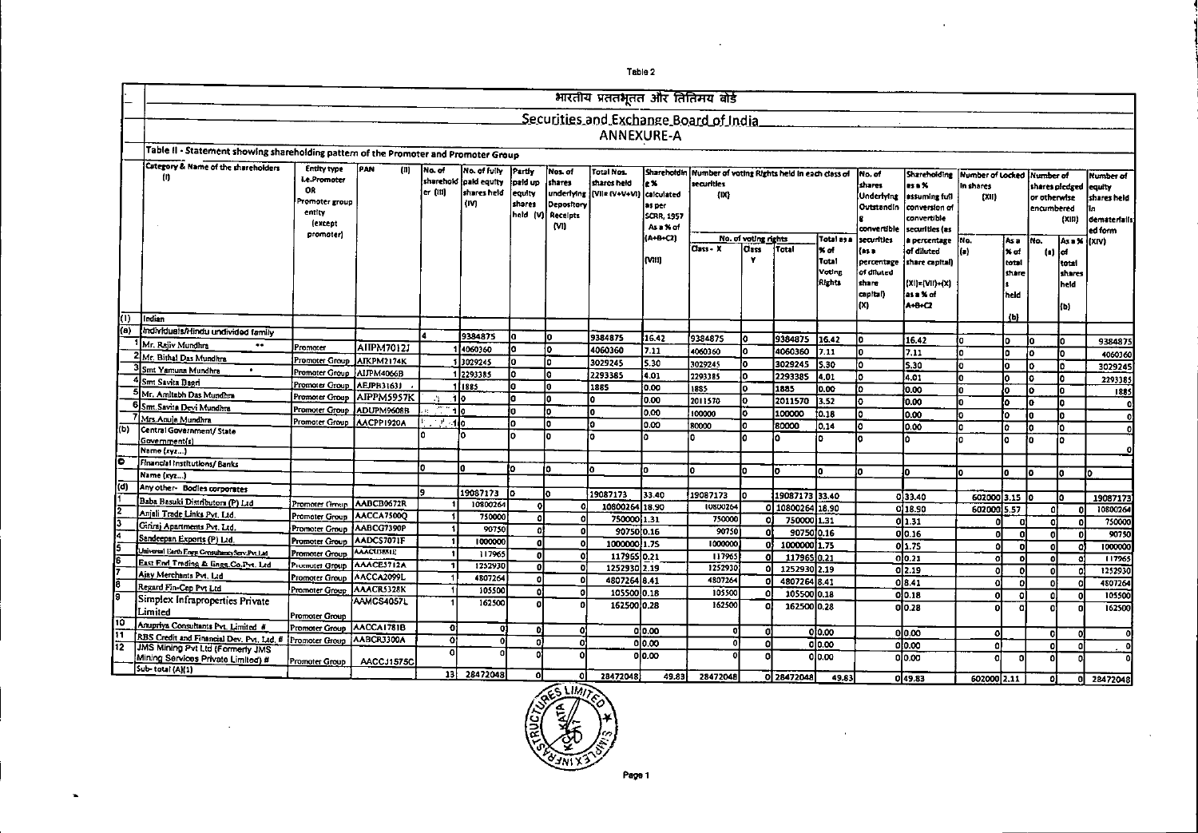Table 2

# भारतीय प्रततभूतत और तितिमय बोर्ड

## Securities and Exchange Board of India

## ANNEXURE-A

### Table II - Statement showing shareholding pattern of the Promoter and Promoter Group

| | Category & Name of the shareholders (I) | Entity type i.e.Promoter OR Promoter group entity (except promoter) | PAN (II) | No. of shareholder (III) | No. of fully paid equity shares held (IV) | Partly paid up equity shares held (V) | Nos. of shares underlying Depository Receipts (VI) | Total Nos. shares held (VII= IV+V+VI) | Shareholding % calculated as per SCRR, 1957 As a % of (A+B+C2) (VIII) | Number of voting Rights held in each class of securities (IX) | | | | No. of shares Underlying Outstanding convertible securities (as a percentage of diluted share capital) (X) | Shareholding as a % assuming full conversion of convertible securities (as a percentage of diluted share capital) (XI)=(VII)+(X) as a % of A+B+C2 | Number of Locked in shares (XII) | | Number of shares pledged or otherwise encumbered (XIII) | | Number of equity shares held in dematerialised form (XIV) |
|---|---|---|---|---|---|---|---|---|---|---|---|---|---|---|---|---|---|---|---|---|
| | | | | | | | | | | No. of voting rights | | | Total as a % of Total Voting Rights | | | No. (a) | As a % of total shares held (b) | No. (a) | As a % of total shares held (b) | |
| | | | | | | | | | | Class - X | Class Y | Total | | | | | | | | |
| (1) | Indian | | | | | | | | | | | | | | | | | | | |
| (a) | Individuals/Hindu undivided family | | | 4 | 9384875 | 0 | 0 | 9384875 | 16.42 | 9384875 | 0 | 9384875 | 16.42 | 0 | 16.42 | 0 | 0 | 0 | 0 | 9384875 |
| 1 | Mr. Rajiv Mundhra ** | Promoter | AIIPM7012J | 1 | 4060360 | 0 | 0 | 4060360 | 7.11 | 4060360 | 0 | 4060360 | 7.11 | 0 | 7.11 | 0 | 0 | 0 | 0 | 4060360 |
| 2 | Mr. Bithal Das Mundhra | Promoter Group | AIKPM2174K | 1 | 3029245 | 0 | 0 | 3029245 | 5.30 | 3029245 | 0 | 3029245 | 5.30 | 0 | 5.30 | 0 | 0 | 0 | 0 | 3029245 |
| 3 | Smt Yamuna Mundhra * | Promoter Group | AIJPM4066B | 1 | 2293385 | 0 | 0 | 2293385 | 4.01 | 2293385 | 0 | 2293385 | 4.01 | 0 | 4.01 | 0 | 0 | 0 | 0 | 2293385 |
| 4 | Smt Savita Bagri | Promoter Group | AEJPB3163J | 1 | 1885 | 0 | 0 | 1885 | 0.00 | 1885 | 0 | 1885 | 0.00 | 0 | 0.00 | 0 | 0 | 0 | 0 | 1885 |
| 5 | Mr. Amitabh Das Mundhra | Promoter Group | AIPPM5957K | 1 | 0 | 0 | 0 | 0 | 0.00 | 2011570 | 0 | 2011570 | 3.52 | 0 | 0.00 | 0 | 0 | 0 | 0 | 0 |
| 6 | Smt.Savita Devi Mundhra | Promoter Group | ADUPM9608B | 1 | 0 | 0 | 0 | 0 | 0.00 | 100000 | 0 | 100000 | 0.18 | 0 | 0.00 | 0 | 0 | 0 | 0 | 0 |
| 7 | Mrs.Anuja Mundhra | Promoter Group | AACPP1920A | 1 | 0 | 0 | 0 | 0 | 0.00 | 80000 | 0 | 80000 | 0.14 | 0 | 0.00 | 0 | 0 | 0 | 0 | 0 |
| (b) | Central Government/ State Government(s) Name (xyz...) | | | 0 | 0 | 0 | 0 | 0 | 0 | 0 | 0 | 0 | 0 | 0 | 0 | 0 | 0 | 0 | 0 | 0 |
| (c) | Financial Institutions/ Banks Name (xyz...) | | | 0 | 0 | 0 | 0 | 0 | 0 | 0 | 0 | 0 | 0 | 0 | 0 | 0 | 0 | 0 | 0 | 0 |
| (d) | Any other- Bodies corporates | | | 9 | 19087173 | 0 | 0 | 19087173 | 33.40 | 19087173 | 0 | 19087173 | 33.40 | 0 | 33.40 | 602000 | 3.15 | 0 | 0 | 19087173 |
| 1 | Baba Basuki Distributors (P) Ltd | Promoter Group | AABCB0672R | 1 | 10800264 | 0 | 0 | 10800264 | 18.90 | 10800264 | 0 | 10800264 | 18.90 | 0 | 18.90 | 602000 | 5.57 | 0 | 0 | 10800264 |
| 2 | Anjali Trade Links Pvt. Ltd. | Promoter Group | AACCA7500Q | 1 | 750000 | 0 | 0 | 750000 | 1.31 | 750000 | 0 | 750000 | 1.31 | 0 | 1.31 | 0 | 0 | 0 | 0 | 750000 |
| 3 | Giriraj Apartments Pvt. Ltd. | Promoter Group | AABCG7390P | 1 | 90750 | 0 | 0 | 90750 | 0.16 | 90750 | 0 | 90750 | 0.16 | 0 | 0.16 | 0 | 0 | 0 | 0 | 90750 |
| 4 | Sandeepan Exports (P) Ltd. | Promoter Group | AADCS7071F | 1 | 1000000 | 0 | 0 | 1000000 | 1.75 | 1000000 | 0 | 1000000 | 1.75 | 0 | 1.75 | 0 | 0 | 0 | 0 | 1000000 |
| 5 | Universal Earth Engg Consultancy Serv.Pvt.Ltd | Promoter Group | AAACU3851E | 1 | 117965 | 0 | 0 | 117965 | 0.21 | 117965 | 0 | 117965 | 0.21 | 0 | 0.21 | 0 | 0 | 0 | 0 | 117965 |
| 6 | East End Trading & Engg.Co.Pvt. Ltd | Promoter Group | AAACE3712A | 1 | 1252930 | 0 | 0 | 1252930 | 2.19 | 1252930 | 0 | 1252930 | 2.19 | 0 | 2.19 | 0 | 0 | 0 | 0 | 1252930 |
| 7 | Ajay Merchants Pvt. Ltd | Promoter Group | AACCA2099L | 1 | 4807264 | 0 | 0 | 4807264 | 8.41 | 4807264 | 0 | 4807264 | 8.41 | 0 | 8.41 | 0 | 0 | 0 | 0 | 4807264 |
| 8 | Regard Fin-Cap Pvt Ltd | Promoter Group | AAACR5328K | 1 | 105500 | 0 | 0 | 105500 | 0.18 | 105500 | 0 | 105500 | 0.18 | 0 | 0.18 | 0 | 0 | 0 | 0 | 105500 |
| 9 | Simplex Infraproperties Private Limited | Promoter Group | AAMCS4057L | 1 | 162500 | 0 | 0 | 162500 | 0.28 | 162500 | 0 | 162500 | 0.28 | 0 | 0.28 | 0 | 0 | 0 | 0 | 162500 |
| 10 | Anupriya Consultants Pvt. Limited # | Promoter Group | AACCA1781B | 0 | 0 | 0 | 0 | 0 | 0.00 | 0 | 0 | 0 | 0.00 | 0 | 0.00 | 0 | | 0 | 0 | 0 |
| 11 | RBS Credit and Financial Dev. Pvt. Ltd. # | Promoter Group | AABCR3300A | 0 | 0 | 0 | 0 | 0 | 0.00 | 0 | 0 | 0 | 0.00 | 0 | 0.00 | 0 | | 0 | 0 | 0 |
| 12 | JMS Mining Pvt Ltd (Formerly JMS Mining Services Private Limited) # | Promoter Group | AACCJ1575C | 0 | 0 | 0 | 0 | 0 | 0.00 | 0 | 0 | 0 | 0.00 | 0 | 0.00 | 0 | 0 | 0 | 0 | 0 |
| | Sub-total (A)(1) | | | 13 | 28472048 | 0 | 0 | 28472048 | 49.83 | 28472048 | 0 | 28472048 | 49.83 | 0 | 49.83 | 602000 | 2.11 | 0 | 0 | 28472048 |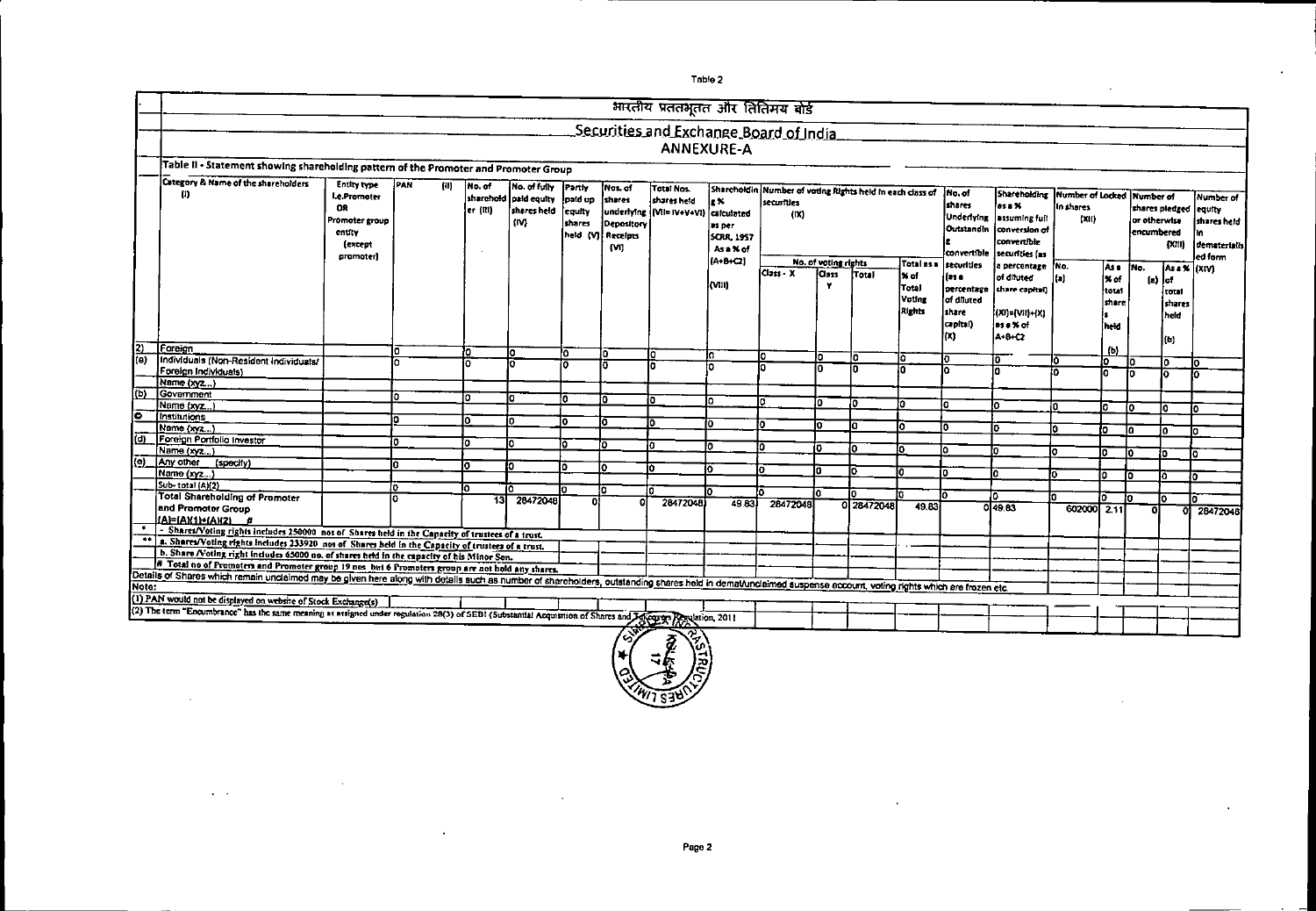Table 2

भारतीय प्रतिभूति और विनिमय बोर्ड

## Securities and Exchange Board of India

## ANNEXURE-A

### Table II - Statement showing shareholding pattern of the Promoter and Promoter Group

| | Category & Name of the shareholders (I) | Entity type i.e.Promoter OR Promoter group entity (except promoter) | PAN (II) | No. of shareholder (III) | No. of fully paid equity shares held (IV) | Partly paid up equity shares held (V) | Nos. of shares underlying Depository Receipts (VI) | Total Nos. shares held (VII= IV+V+VI) | Shareholding % calculated as per SCRR, 1957 As a % of (A+B+C2) (VIII) | Number of voting Rights held in each class of securities (IX) | | | | No. of shares Underlying Outstanding convertible securities (as a percentage of diluted share capital) (X) | Shareholding as a % assuming full conversion of convertible securities (as a percentage of diluted share capital) (XI)=(VII)+(X) as a % of A+B+C2 | Number of Locked in shares (XII) | | Number of shares pledged or otherwise encumbered (XIII) | | Number of equity shares held in dematerialised form (XIV) |
|---|---|---|---|---|---|---|---|---|---|---|---|---|---|---|---|---|---|---|---|---|
| | | | | | | | | | | No. of voting rights | | | Total as a % of Total Voting Rights | | | No. (a) | As a % of total shares held (b) | No. (a) | As a % of total shares held (b) | |
| | | | | | | | | | | Class - X | Class Y | Total | | | | | | | | |
| 2) | Foreign | | 0 | 0 | 0 | 0 | 0 | 0 | 0 | 0 | 0 | 0 | 0 | 0 | 0 | 0 | 0 | 0 | 0 | 0 |
| (a) | Individuals (Non-Resident Individuals/ Foreign Individuals) | | 0 | 0 | 0 | 0 | 0 | 0 | 0 | 0 | 0 | 0 | 0 | 0 | 0 | 0 | 0 | 0 | 0 | 0 |
| | Name (xyz...) | | | | | | | | | | | | | | | | | | | |
| (b) | Government | | 0 | 0 | 0 | 0 | 0 | 0 | 0 | 0 | 0 | 0 | 0 | 0 | 0 | 0 | 0 | 0 | 0 | 0 |
| | Name (xyz...) | | | | | | | | | | | | | | | | | | | |
| (c) | Institutions | | 0 | 0 | 0 | 0 | 0 | 0 | 0 | 0 | 0 | 0 | 0 | 0 | 0 | 0 | 0 | 0 | 0 | 0 |
| | Name (xyz...) | | | | | | | | | | | | | | | | | | | |
| (d) | Foreign Portfolio Investor | | 0 | 0 | 0 | 0 | 0 | 0 | 0 | 0 | 0 | 0 | 0 | 0 | 0 | 0 | 0 | 0 | 0 | 0 |
| | Name (xyz...) | | | | | | | | | | | | | | | | | | | |
| (e) | Any other (specify) | | 0 | 0 | 0 | 0 | 0 | 0 | 0 | 0 | 0 | 0 | 0 | 0 | 0 | 0 | 0 | 0 | 0 | 0 |
| | Name (xyz...) | | | | | | | | | | | | | | | | | | | |
| | Sub-total (A)(2) | | 0 | 0 | 0 | 0 | 0 | 0 | 0 | 0 | 0 | 0 | 0 | 0 | 0 | 0 | 0 | 0 | 0 | 0 |
| | Total Shareholding of Promoter and Promoter Group (A)=(A)(1)+(A)(2) # | | 0 | 13 | 28472048 | 0 | 0 | 28472048 | 49.83 | 28472048 | 0 | 28472048 | 49.83 | 0 | 49.83 | 602000 | 2.11 | 0 | 0 | 28472048 |

\* - Shares/Voting rights includes 250000 nos of Shares held in the Capacity of trustees of a trust.

\*\* a. Shares/Voting rights includes 233920 nos of Shares held in the Capacity of trustees of a trust.

b. Share /Voting right includes 65000 no. of shares held in the capacity of his Minor Son.

# Total no of Promoters and Promoter group 19 nos but 6 Promoters group are not hold any shares.

Details of Shares which remain unclaimed may be given here along with details such as number of shareholders, outstanding shares held in demat/unclaimed suspense account, voting rights which are frozen etc.

Note:

(1) PAN would not be displayed on website of Stock Exchange(s)

(2) The term "Encumbrance" has the same meaning as assigned under regulation 28(3) of SEBI (Substantial Acquisition of Shares and Takeovers) Regulation, 2011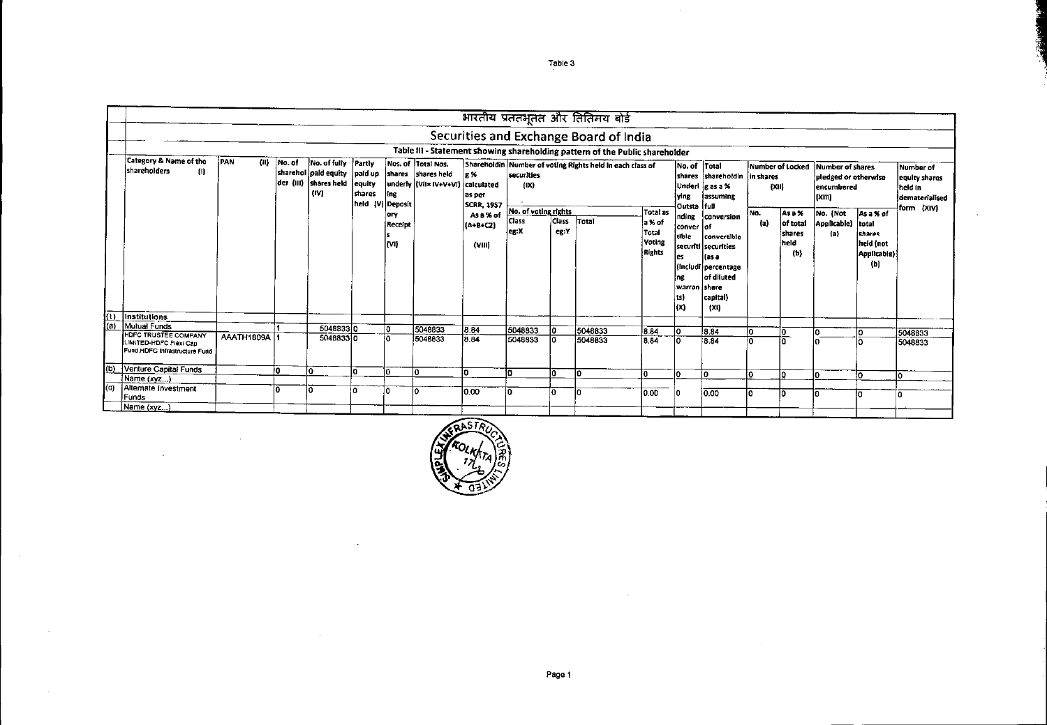Table 3

# भारतीय प्रततभूतत और तितिमय बोर्ड

## Securities and Exchange Board of India

### Table III - Statement showing shareholding pattern of the Public shareholder

| | Category & Name of the shareholders (I) | PAN (II) | No. of shareholder (III) | No. of fully paid up equity shares held (IV) | Partly paid up equity shares held (V) | Nos. of shares underlying Depository Receipts (VI) | Total Nos. shares held (VII= IV+V+VI) | Shareholding % calculated as per SCRR, 1957 As a % of (A+B+C2) (VIII) | Number of Voting Rights held in each class of securities (IX) | | | | No. of shares Underlying Outstanding convertible securities (including warrants) (X) | Total shareholding as a % assuming full conversion of convertible securities (as a percentage of diluted share capital) (XI) | Number of Locked in shares (XII) | | Number of shares pledged or otherwise encumbered (XIII) | | Number of equity shares held in dematerialised form (XIV) |
|---|---|---|---|---|---|---|---|---|---|---|---|---|---|---|---|---|---|---|---|
| | | | | | | | | | No. of voting rights | | | Total as a % of Total Voting Rights | | | No. (a) | As a % of total shares held (b) | No. (Not Applicable) (a) | As a % of total shares held (not Applicable) (b) | |
| | | | | | | | | | Class eg:X | Class eg:Y | Total | | | | | | | | |
| (1) | Institutions | | | | | | | | | | | | | | | | | | |
| (a) | Mutual Funds | | 1 | 5048833 | 0 | 0 | 5048833 | 8.84 | 5048833 | 0 | 5048833 | 8.84 | 0 | 8.84 | 0 | 0 | 0 | 0 | 5048833 |
| | HDFC TRUSTEE COMPANY LIMITED-HDFC Flexi Cap Fund,HDFC Infrastructure Fund | AAATH1809A | 1 | 5048833 | 0 | 0 | 5048833 | 8.84 | 5048833 | 0 | 5048833 | 8.84 | 0 | 8.84 | 0 | 0 | 0 | 0 | 5048833 |
| (b) | Venture Capital Funds | | 0 | 0 | 0 | 0 | 0 | 0 | 0 | 0 | 0 | 0 | 0 | 0 | 0 | 0 | 0 | 0 | 0 |
| | Name (xyz...) | | | | | | | | | | | | | | | | | | |
| (c) | Alternate Investment Funds | | 0 | 0 | 0 | 0 | 0 | 0.00 | 0 | 0 | 0 | 0.00 | 0 | 0.00 | 0 | 0 | 0 | 0 | 0 |
| | Name (xyz...) | | | | | | | | | | | | | | | | | | |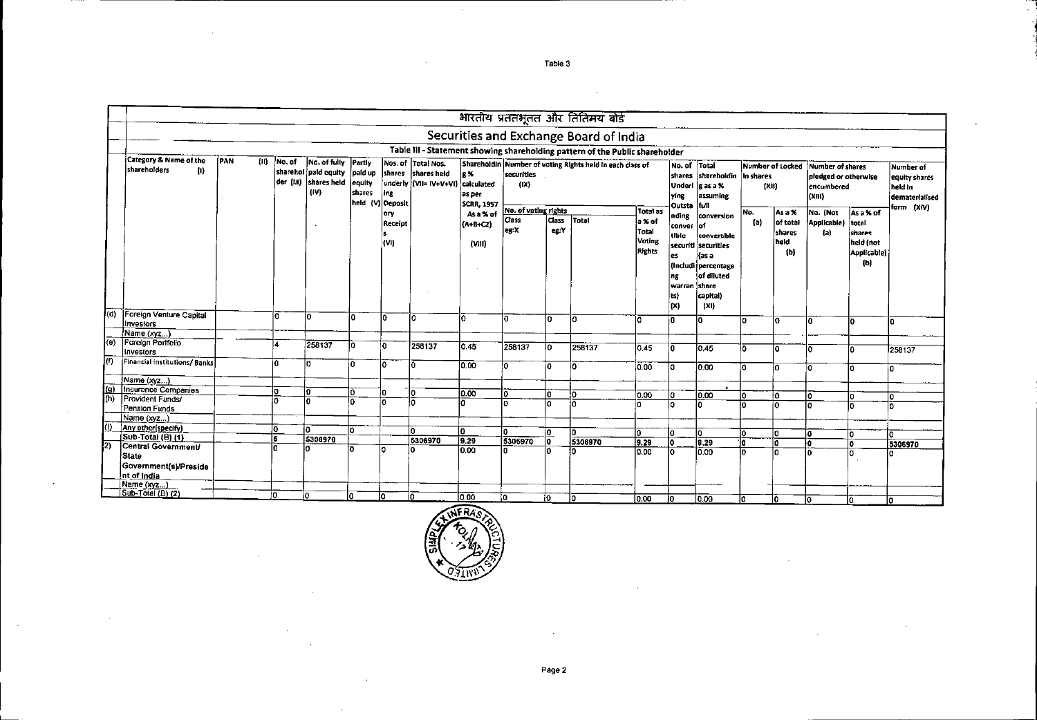Table 3

# भारतीय प्रतिभूति और विनिमय बोर्ड

## Securities and Exchange Board of India

### Table III - Statement showing shareholding pattern of the Public shareholder

| | Category & Name of the shareholders (I) | PAN (II) | No. of shareholder (III) | No. of fully paid equity shares held (IV) | Partly paid up equity shares held (V) | Nos. of shares underlying Depository Receipts (VI) | Total Nos. shares held (VII= IV+V+VI) | Shareholding % calculated as per SCRR, 1957 As a % of (A+B+C2) (VIII) | Number of Voting Rights held in each class of securities (IX) | | | | No. of shares Underlying Outstanding convertible securities (Including warrants) (X) | Total shareholding as a % assuming full conversion of convertible securities (as a percentage of diluted share capital) (XI) | Number of Locked in shares (XII) | | Number of shares pledged or otherwise encumbered (XIII) | | Number of equity shares held in dematerialised form (XIV) |
|---|---|---|---|---|---|---|---|---|---|---|---|---|---|---|---|---|---|---|---|
| | | | | | | | | | No. of voting rights | | | Total as a % of Total Voting Rights | | | No. (a) | As a % of total shares held (b) | No. (Not Applicable) (a) | As a % of total shares held (not Applicable) (b) | |
| | | | | | | | | | Class eg:X | Class eg:Y | Total | | | | | | | | |
| (d) | Foreign Venture Capital Investors | | 0 | 0 | 0 | 0 | 0 | 0 | 0 | 0 | 0 | 0 | 0 | 0 | 0 | 0 | 0 | 0 | 0 |
| | Name (xyz...) | | | | | | | | | | | | | | | | | | |
| (e) | Foreign Portfolio Investors | | 4 | 258137 | 0 | 0 | 258137 | 0.45 | 258137 | 0 | 258137 | 0.45 | 0 | 0.45 | 0 | 0 | 0 | 0 | 258137 |
| (f) | Financial Institutions/ Banks | | 0 | 0 | 0 | 0 | 0 | 0.00 | 0 | 0 | 0 | 0.00 | 0 | 0.00 | 0 | 0 | 0 | 0 | 0 |
| | Name (xyz...) | | | | | | | | | | | | | | | | | | |
| (g) | Insurance Companies | | 0 | 0 | 0 | 0 | 0 | 0.00 | 0 | 0 | 0 | 0.00 | 0 | 0.00 | 0 | 0 | 0 | 0 | 0 |
| (h) | Provident Funds/ Pension Funds | | 0 | 0 | 0 | 0 | 0 | 0 | 0 | 0 | 0 | 0 | 0 | 0 | 0 | 0 | 0 | 0 | 0 |
| | Name (xyz...) | | | | | | | | | | | | | | | | | | |
| (i) | Any other(specify) | | 0 | 0 | 0 | | 0 | 0 | 0 | 0 | 0 | 0 | 0 | 0 | 0 | 0 | 0 | 0 | 0 |
| | Sub-Total (B) (1) | | 5 | 5306970 | | | 5306970 | 9.29 | 5306970 | 0 | 5306970 | 9.29 | 0 | 9.29 | 0 | 0 | 0 | 0 | 5306970 |
| 2) | Central Government/ State Government(s)/President of India | | 0 | 0 | 0 | 0 | 0 | 0.00 | 0 | 0 | 0 | 0.00 | 0 | 0.00 | 0 | 0 | 0 | 0 | 0 |
| | Name (xyz...) | | | | | | | | | | | | | | | | | | |
| | Sub-Total (B) (2) | | 0 | 0 | 0 | 0 | 0 | 0.00 | 0 | 0 | 0 | 0.00 | 0 | 0.00 | 0 | 0 | 0 | 0 | 0 |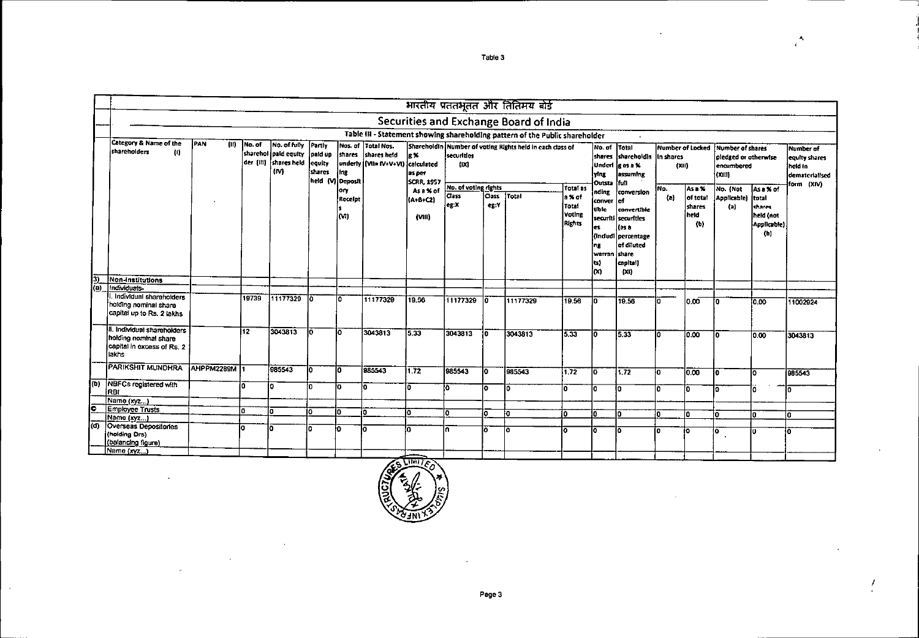# भारतीय प्रततभूतत और तितिमय बोर्ड

## Securities and Exchange Board of India

### Table III - Statement showing shareholding pattern of the Public shareholder

| | Category & Name of the shareholders (I) | PAN (II) | No. of sharehol der (III) | No. of fully paid equity shares held (IV) | Partly paid up equity shares held (V) | Nos. of shares underly ing Deposit ory Receipt s (VI) | Total Nos. shares held (VII= IV+V+VI) | Shareholdin g % calculated as per SCRR, 1957 As a % of (A+B+C2) (VIII) | Number of voting Rights held in each class of securities (IX) | | | | No. of shares Underl ying Outsta nding conver tible securiti es (includi ng warran ts) (X) | Total shareholdin g as a % assuming full conversion of convertible securities (as a percentage of diluted share capital) (XI) | Number of Locked in shares (XII) | | Number of shares pledged or otherwise encumbered (XIII) | | Number of equity shares held in dematerialised form (XIV) |
|---|---|---|---|---|---|---|---|---|---|---|---|---|---|---|---|---|---|---|---|
| | | | | | | | | | No. of voting rights | | | Total as a % of Total Voting Rights | | | No. (a) | As a % of total shares held (b) | No. (Not Applicable) (a) | As a % of total shares held (not Applicable) (b) | |
| | | | | | | | | | Class eg:X | Class eg:Y | Total | | | | | | | | |
| 3) | Non-Institutions | | | | | | | | | | | | | | | | | | |
| (a) | Individuals- | | | | | | | | | | | | | | | | | | |
| | i. Individual shareholders holding nominal share capital up to Rs. 2 lakhs | | 19739 | 11177329 | 0 | 0 | 11177329 | 19.56 | 11177329 | 0 | 11177329 | 19.56 | 0 | 19.56 | 0 | 0.00 | 0 | 0.00 | 11002924 |
| | ii. Individual shareholders holding nominal share capital in excess of Rs. 2 lakhs | | 12 | 3043813 | 0 | 0 | 3043813 | 5.33 | 3043813 | 0 | 3043813 | 5.33 | 0 | 5.33 | 0 | 0.00 | 0 | 0.00 | 3043813 |
| | PARIKSHIT MUNDHRA | AHPPM2289M | 1 | 985543 | 0 | 0 | 985543 | 1.72 | 985543 | 0 | 985543 | 1.72 | 0 | 1.72 | 0 | 0.00 | 0 | 0 | 985543 |
| (b) | NBFCs registered with RBI | | 0 | 0 | 0 | 0 | 0 | 0 | 0 | 0 | 0 | 0 | 0 | 0 | 0 | 0 | 0 | 0 | 0 |
| | Name (xyz...) | | | | | | | | | | | | | | | | | | |
| (c) | Employee Trusts | | 0 | 0 | 0 | 0 | 0 | 0 | 0 | 0 | 0 | 0 | 0 | 0 | 0 | 0 | 0 | 0 | 0 |
| | Name (xyz...) | | | | | | | | | | | | | | | | | | |
| (d) | Overseas Depositories (holding Drs) (balancing figure) | | 0 | 0 | 0 | 0 | 0 | 0 | 0 | 0 | 0 | 0 | 0 | 0 | 0 | 0 | 0 | 0 | 0 |
| | Name (xyz...) | | | | | | | | | | | | | | | | | | |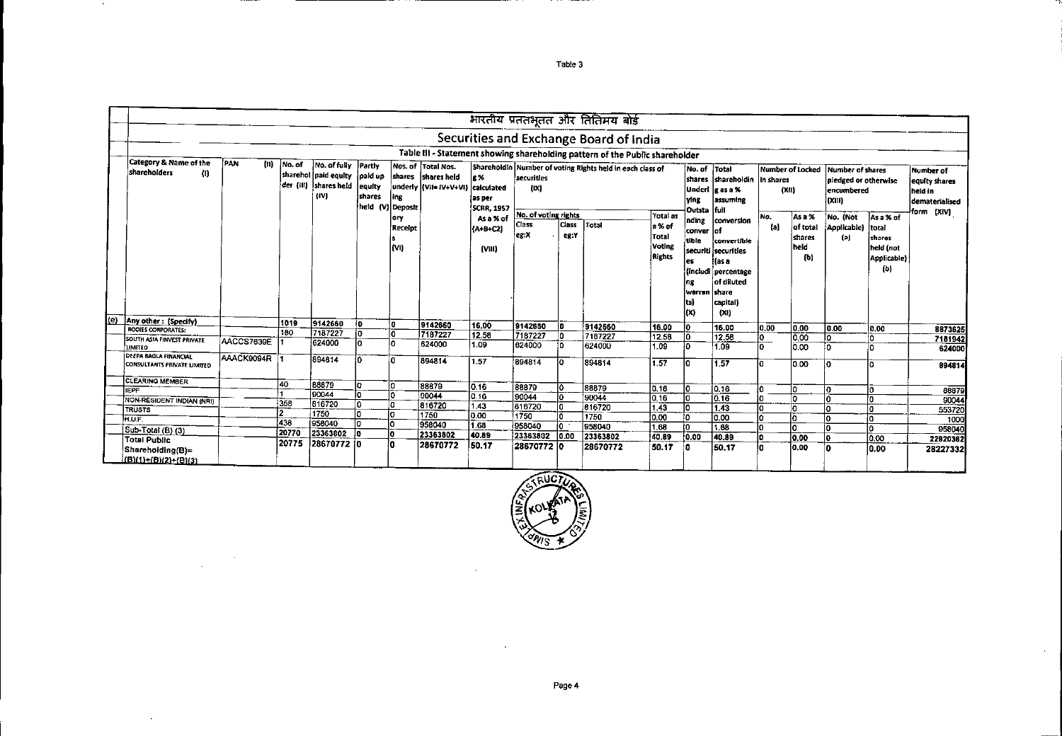Table 3

# भारतीय प्रततभूतत और तततिमय बोर्ड

## Securities and Exchange Board of India

### Table III - Statement showing shareholding pattern of the Public shareholder

| | Category & Name of the shareholders (I) | PAN (II) | No. of sharehol der (III) | No. of fully paid up equity shares held (IV) | Partly paid up equity shares held (V) | Nos. of shares underly ing Deposit ory Receipt s (VI) | Total Nos. shares held (VII= IV+V+VI) | Shareholdin g % calculated as per SCRR, 1957 As a % of (A+B+C2) (VIII) | Number of voting Rights held in each class of securities (IX) | | | | No. of shares Underl ying Outsta nding conver tible securiti es (includi ng warran ts) (X) | Total shareholdin g as a % assuming full conversion of convertible securities (as a percentage of diluted share capital) (XI) | Number of Locked in shares (XII) | | Number of shares pledged or otherwise encumbered (XIII) | | Number of equity shares held in dematerialised form (XIV) |
|---|---|---|---|---|---|---|---|---|---|---|---|---|---|---|---|---|---|---|---|
| | | | | | | | | | No. of voting rights | | | Total as a % of Total Voting Rights | | | No. (a) | As a % of total shares held (b) | No. (Not Applicable) (a) | As a % of total shares held (not Applicable) (b) | |
| | | | | | | | | | Class eg:X | Class eg:Y | Total | | | | | | | | |
| (e) | Any other : (Specify) | | 1019 | 9142660 | 0 | 0 | 9142660 | 16.00 | 9142660 | 0 | 9142660 | 16.00 | 0 | 16.00 | 0.00 | 0.00 | 0.00 | 0.00 | 8873625 |
| | BODIES CORPORATES: | | 180 | 7187227 | 0 | 0 | 7187227 | 12.58 | 7187227 | 0 | 7187227 | 12.58 | 0 | 12.58 | 0 | 0.00 | 0 | 0 | 7181942 |
| | SOUTH ASIA FINVEST PRIVATE LIMITED | AACCS7639E | 1 | 624000 | 0 | 0 | 624000 | 1.09 | 624000 | 0 | 624000 | 1.09 | 0 | 1.09 | 0 | 0.00 | 0 | 0 | 624000 |
| | DEEPA BAGLA FINANCIAL CONSULTANTS PRIVATE LIMITED | AAACK9094R | 1 | 894814 | 0 | 0 | 894814 | 1.57 | 894814 | 0 | 894814 | 1.57 | 0 | 1.57 | 0 | 0.00 | 0 | 0 | 894814 |
| | CLEARING MEMBER | | 40 | 88879 | 0 | 0 | 88879 | 0.16 | 88879 | 0 | 88879 | 0.16 | 0 | 0.16 | 0 | 0 | 0 | 0 | 88879 |
| | IEPF | | 1 | 90044 | 0 | 0 | 90044 | 0.16 | 90044 | 0 | 90044 | 0.16 | 0 | 0.16 | 0 | 0 | 0 | 0 | 90044 |
| | NON-RESIDENT INDIAN (NRI) | | 358 | 816720 | 0 | 0 | 816720 | 1.43 | 816720 | 0 | 816720 | 1.43 | 0 | 1.43 | 0 | 0 | 0 | 0 | 553720 |
| | TRUSTS | | 2 | 1750 | 0 | 0 | 1750 | 0.00 | 1750 | 0 | 1750 | 0.00 | 0 | 0.00 | 0 | 0 | 0 | 0 | 1000 |
| | H.U.F. | | 438 | 958040 | 0 | 0 | 958040 | 1.68 | 958040 | 0 | 958040 | 1.68 | 0 | 1.68 | 0 | 0 | 0 | 0 | 958040 |
| | Sub-Total (B) (3) | | 20770 | 23363802 | 0 | 0 | 23363802 | 40.89 | 23363802 | 0.00 | 23363802 | 40.89 | 0.00 | 40.89 | 0 | 0.00 | 0 | 0.00 | 22920362 |
| | Total Public Shareholding(B)= (B)(1)+(B)(2)+(B)(3) | | 20775 | 28670772 | 0 | 0 | 28670772 | 50.17 | 28670772 | 0 | 28670772 | 50.17 | 0 | 50.17 | 0 | 0.00 | 0 | 0.00 | 28227332 |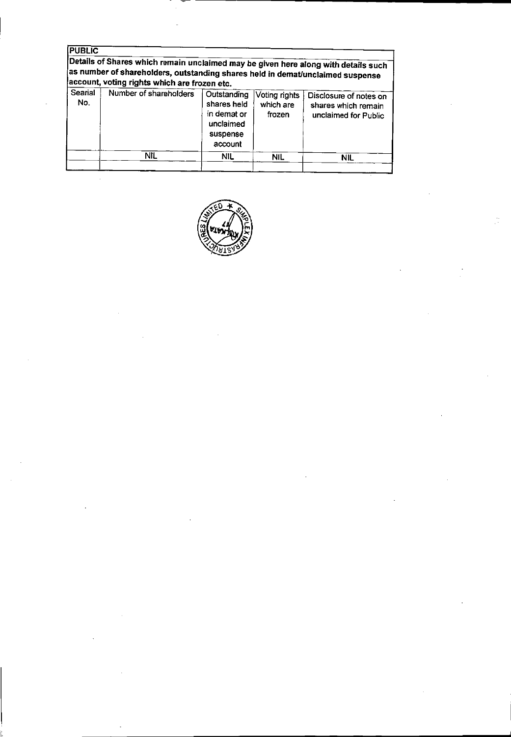**PUBLIC**

**Details of Shares which remain unclaimed may be given here along with details such as number of shareholders, outstanding shares held in demat/unclaimed suspense account, voting rights which are frozen etc.**

| Searial No. | Number of shareholders | Outstanding shares held in demat or unclaimed suspense account | Voting rights which are frozen | Disclosure of notes on shares which remain unclaimed for Public |
|---|---|---|---|---|
| | NIL | NIL | NIL | NIL |
| | | | | |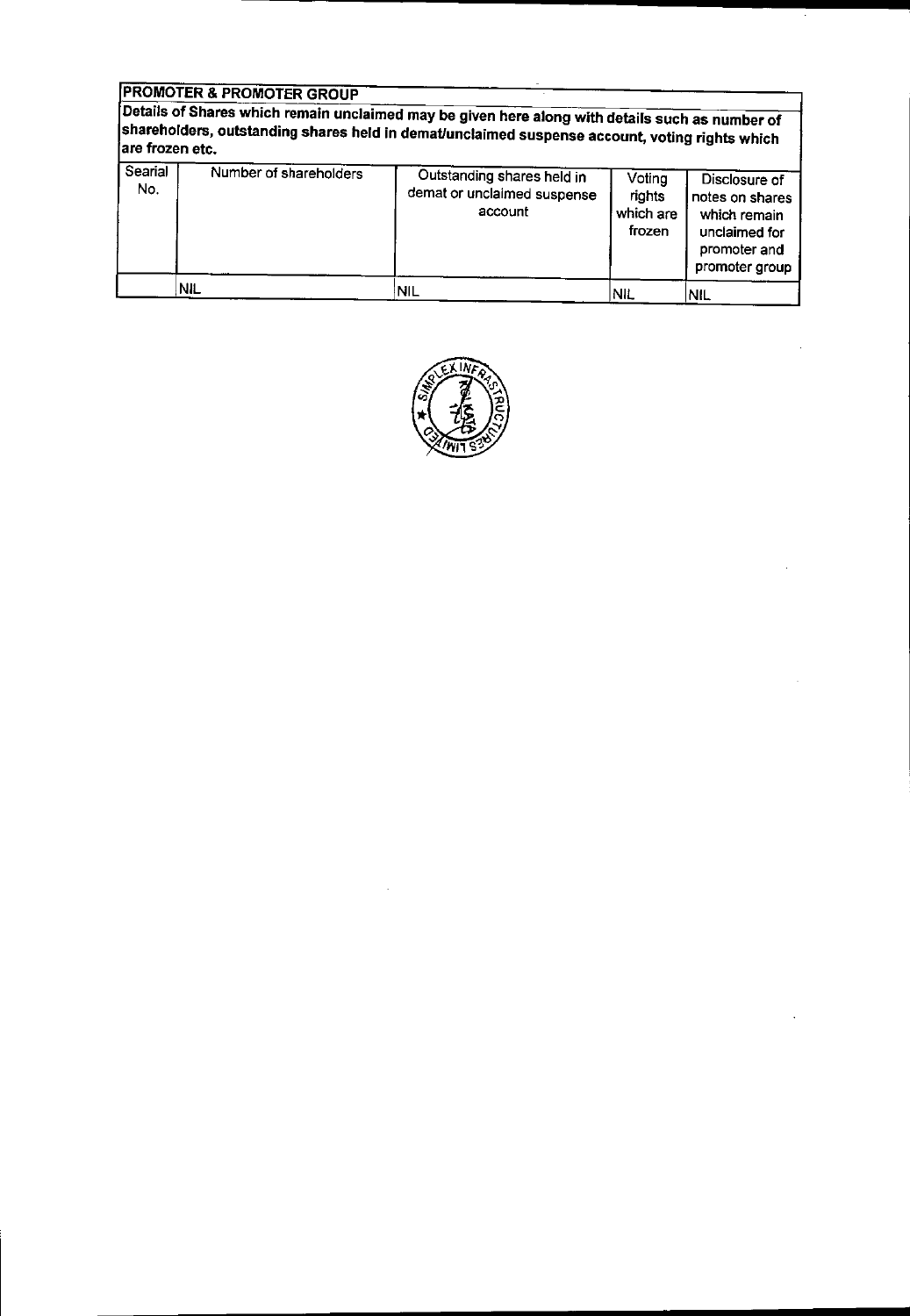**PROMOTER & PROMOTER GROUP**

**Details of Shares which remain unclaimed may be given here along with details such as number of shareholders, outstanding shares held in demat/unclaimed suspense account, voting rights which are frozen etc.**

| Searial No. | Number of shareholders | Outstanding shares held in demat or unclaimed suspense account | Voting rights which are frozen | Disclosure of notes on shares which remain unclaimed for promoter and promoter group |
|---|---|---|---|---|
| | NIL | NIL | NIL | NIL |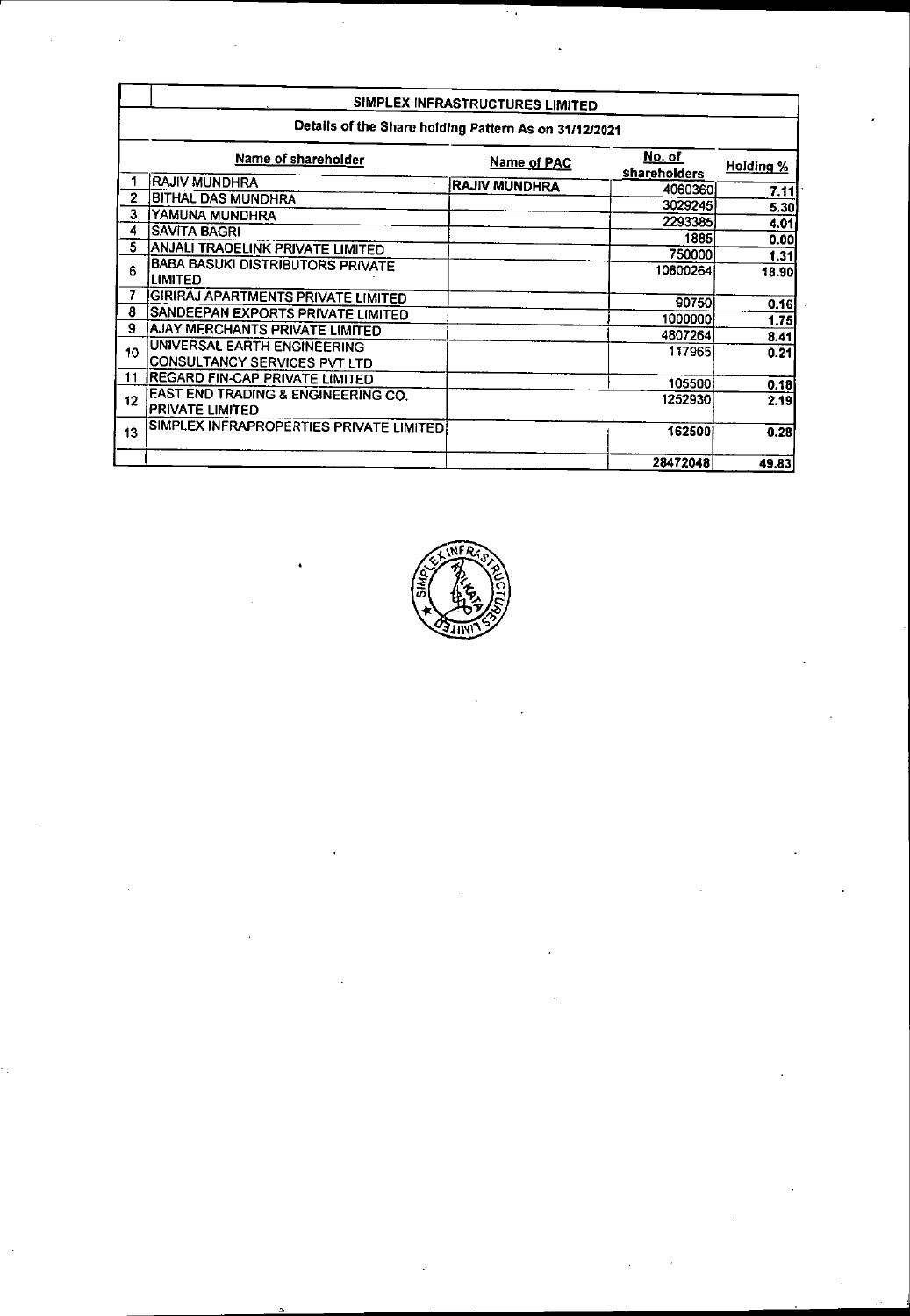## SIMPLEX INFRASTRUCTURES LIMITED

### Details of the Share holding Pattern As on 31/12/2021

| | Name of shareholder | Name of PAC | No. of shareholders | Holding % |
|---|---|---|---|---|
| 1 | RAJIV MUNDHRA | RAJIV MUNDHRA | 4060360 | 7.11 |
| 2 | BITHAL DAS MUNDHRA | | 3029245 | 5.30 |
| 3 | YAMUNA MUNDHRA | | 2293385 | 4.01 |
| 4 | SAVITA BAGRI | | 1885 | 0.00 |
| 5 | ANJALI TRADELINK PRIVATE LIMITED | | 750000 | 1.31 |
| 6 | BABA BASUKI DISTRIBUTORS PRIVATE LIMITED | | 10800264 | 18.90 |
| 7 | GIRIRAJ APARTMENTS PRIVATE LIMITED | | 90750 | 0.16 |
| 8 | SANDEEPAN EXPORTS PRIVATE LIMITED | | 1000000 | 1.75 |
| 9 | AJAY MERCHANTS PRIVATE LIMITED | | 4807264 | 8.41 |
| 10 | UNIVERSAL EARTH ENGINEERING CONSULTANCY SERVICES PVT LTD | | 117965 | 0.21 |
| 11 | REGARD FIN-CAP PRIVATE LIMITED | | 105500 | 0.18 |
| 12 | EAST END TRADING & ENGINEERING CO. PRIVATE LIMITED | | 1252930 | 2.19 |
| 13 | SIMPLEX INFRAPROPERTIES PRIVATE LIMITED | | 162500 | 0.28 |
| | | | 28472048 | 49.83 |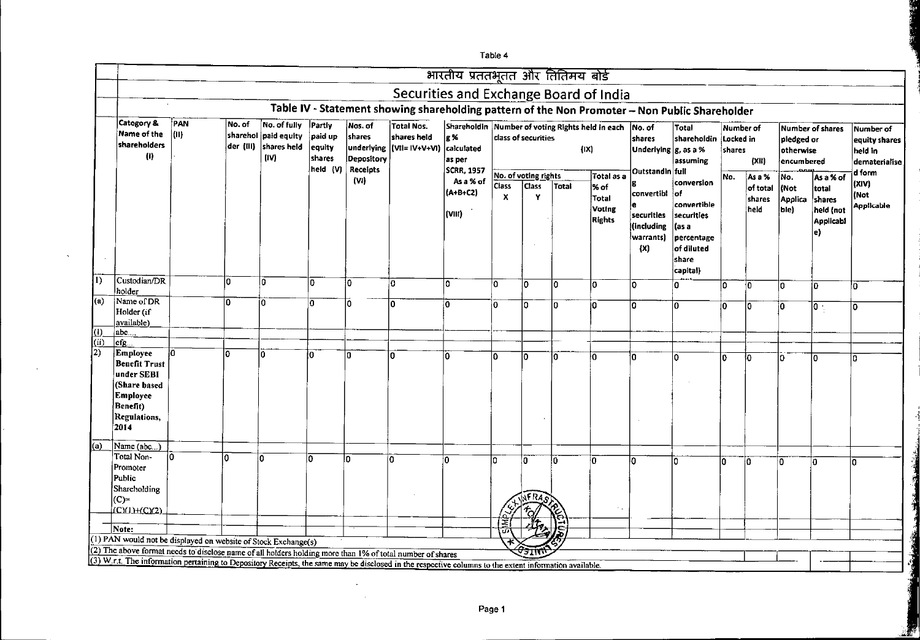Table 4

# भारतीय प्रतिभूति और विनिमय बोर्ड

# Securities and Exchange Board of India

## Table IV - Statement showing shareholding pattern of the Non Promoter – Non Public Shareholder

| | Category & Name of the shareholders (I) | PAN (II) | No. of shareholder (III) | No. of fully paid equity shares held (IV) | Partly paid up equity shares held (V) | Nos. of shares underlying Depository Receipts (VI) | Total Nos. shares held (VII= IV+V+VI) | Shareholding % calculated as per SCRR, 1957 As a % of (A+B+C2) (VIII) | Number of voting Rights held in each class of securities (IX) | | | | No. of shares Underlying Outstanding convertible securities (including warrants) (X) | Total shareholding, as a % assuming full conversion of convertible securities (as a percentage of diluted share capital) | Number of Locked in shares (XII) | | Number of shares pledged or otherwise encumbered | | Number of equity shares held in dematerialised form (XIV) (Not Applicable |
|---|---|---|---|---|---|---|---|---|---|---|---|---|---|---|---|---|---|---|---|
| | | | | | | | | | No. of voting rights | | | Total as a % of Total Voting Rights | | | No. | As a % of total shares held | No. (Not Applicable) | As a % total shares held (not Applicable) | |
| | | | | | | | | | Class X | Class Y | Total | | | | | | | | |
| 1) | Custodian/DR holder | | 0 | 0 | 0 | 0 | 0 | 0 | 0 | 0 | 0 | 0 | 0 | 0 | 0 | 0 | 0 | 0 | 0 |
| (a) | Name of DR Holder (if available) | | 0 | 0 | 0 | 0 | 0 | 0 | 0 | 0 | 0 | 0 | 0 | 0 | 0 | 0 | 0 | 0 | 0 |
| (i) | abc... | | | | | | | | | | | | | | | | | | |
| (ii) | efg... | | | | | | | | | | | | | | | | | | |
| 2) | **Employee Benefit Trust under SEBI (Share based Employee Benefit) Regulations, 2014** | 0 | 0 | 0 | 0 | 0 | 0 | 0 | 0 | 0 | 0 | 0 | 0 | 0 | 0 | 0 | 0 | 0 | 0 |
| (a) | Name (abc...) | | | | | | | | | | | | | | | | | | |
| | Total Non-Promoter Public Shareholding (C)= (C)(1)+(C)(2) | 0 | 0 | 0 | 0 | 0 | 0 | 0 | 0 | 0 | 0 | 0 | 0 | 0 | 0 | 0 | 0 | 0 | 0 |

Note:

(1) PAN would not be displayed on website of Stock Exchange(s)

(2) The above format needs to disclose name of all holders holding more than 1% of total number of shares

(3) W.r.t. The information pertaining to Depository Receipts, the same may be disclosed in the respective columns to the extent information available.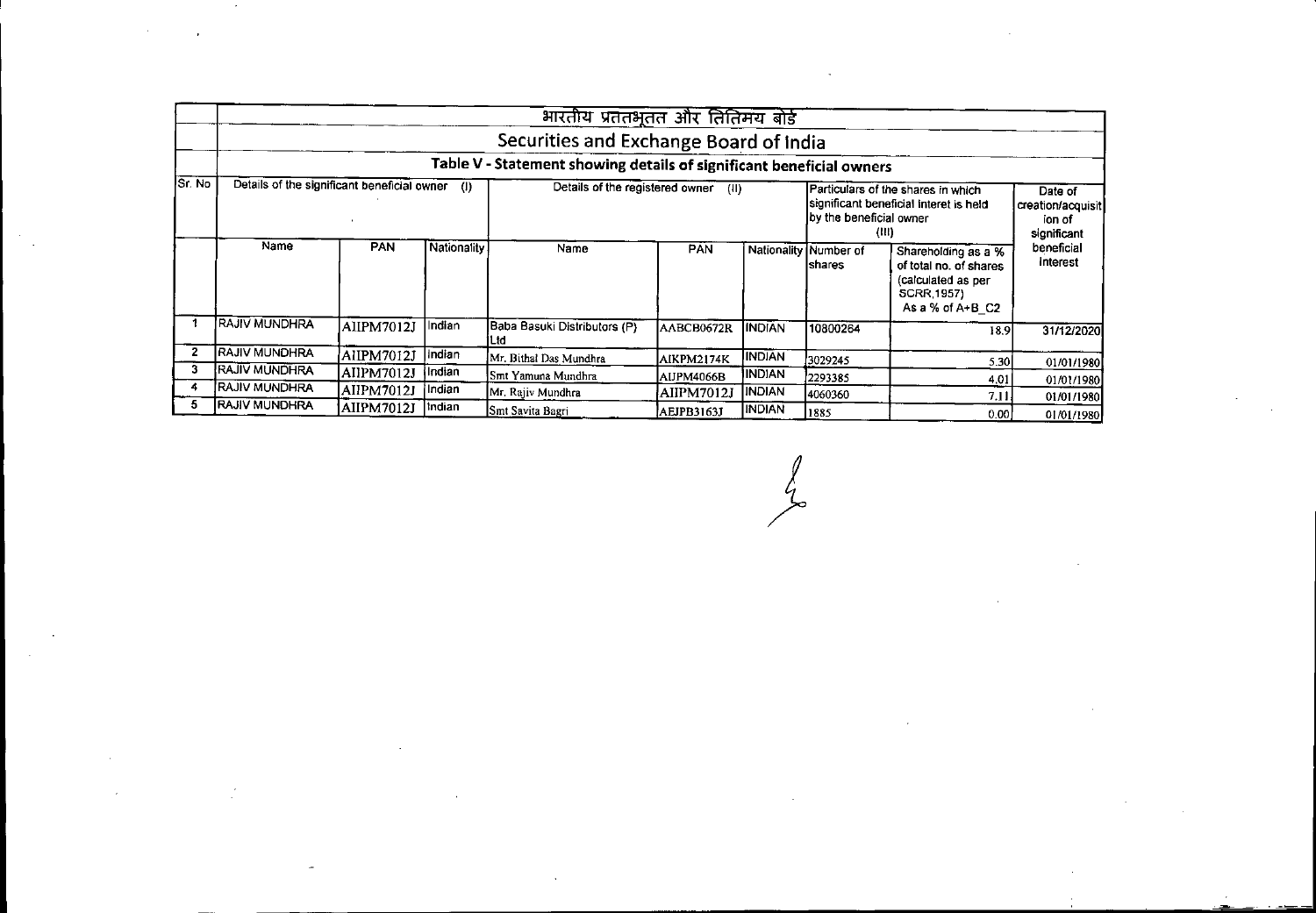# भारतीय प्रततभूतत और तितिमय बोर्ड

## Securities and Exchange Board of India

### Table V - Statement showing details of significant beneficial owners

| Sr. No | Details of the significant beneficial owner (I) | | | Details of the registered owner (II) | | | Particulars of the shares in which significant beneficial interet is held by the beneficial owner (III) | | Date of creation/acquisition of significant beneficial interest |
|---|---|---|---|---|---|---|---|---|---|
| | Name | PAN | Nationality | Name | PAN | Nationality | Number of shares | Shareholding as a % of total no. of shares (calculated as per SCRR,1957) As a % of A+B_C2 | |
| 1 | RAJIV MUNDHRA | AIIPM7012J | Indian | Baba Basuki Distributors (P) Ltd | AABCB0672R | INDIAN | 10800264 | 18.9 | 31/12/2020 |
| 2 | RAJIV MUNDHRA | AIIPM7012J | Indian | Mr. Bithal Das Mundhra | AIKPM2174K | INDIAN | 3029245 | 5.30 | 01/01/1980 |
| 3 | RAJIV MUNDHRA | AIIPM7012J | Indian | Smt Yamuna Mundhra | AIJPM4066B | INDIAN | 2293385 | 4.01 | 01/01/1980 |
| 4 | RAJIV MUNDHRA | AIIPM7012J | Indian | Mr. Rajiv Mundhra | AIIPM7012J | INDIAN | 4060360 | 7.11 | 01/01/1980 |
| 5 | RAJIV MUNDHRA | AIIPM7012J | Indian | Smt Savita Bagri | AEJPB3163J | INDIAN | 1885 | 0.00 | 01/01/1980 |